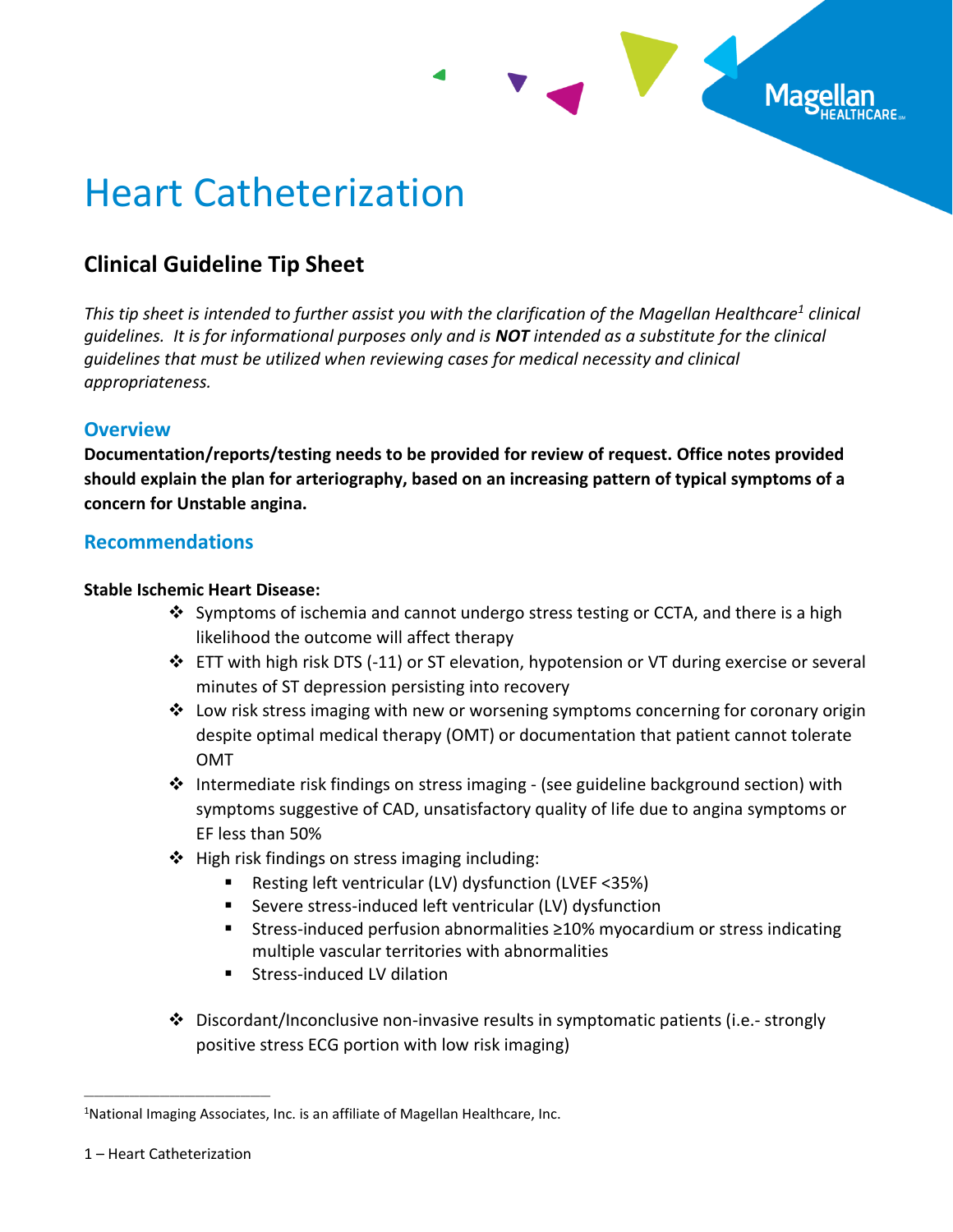# Heart Catheterization

## Clinical Guideline Tip Sheet

*This tip sheet is intended to further assist you with the clarification of the Magellan Healthcare[1] clinical guidelines. It is for informational purposes only and is **NOT** intended as a substitute for the clinical guidelines that must be utilized when reviewing cases for medical necessity and clinical appropriateness.*

### Overview

**Documentation/reports/testing needs to be provided for review of request. Office notes provided should explain the plan for arteriography, based on an increasing pattern of typical symptoms of a concern for Unstable angina.**

### Recommendations

**Stable Ischemic Heart Disease:**

- Symptoms of ischemia and cannot undergo stress testing or CCTA, and there is a high likelihood the outcome will affect therapy
- ETT with high risk DTS (-11) or ST elevation, hypotension or VT during exercise or several minutes of ST depression persisting into recovery
- Low risk stress imaging with new or worsening symptoms concerning for coronary origin despite optimal medical therapy (OMT) or documentation that patient cannot tolerate OMT
- Intermediate risk findings on stress imaging - (see guideline background section) with symptoms suggestive of CAD, unsatisfactory quality of life due to angina symptoms or EF less than 50%
- High risk findings on stress imaging including:
  - Resting left ventricular (LV) dysfunction (LVEF <35%)
  - Severe stress-induced left ventricular (LV) dysfunction
  - Stress-induced perfusion abnormalities ≥10% myocardium or stress indicating multiple vascular territories with abnormalities
  - Stress-induced LV dilation
- Discordant/Inconclusive non-invasive results in symptomatic patients (i.e.- strongly positive stress ECG portion with low risk imaging)

---

[1]National Imaging Associates, Inc. is an affiliate of Magellan Healthcare, Inc.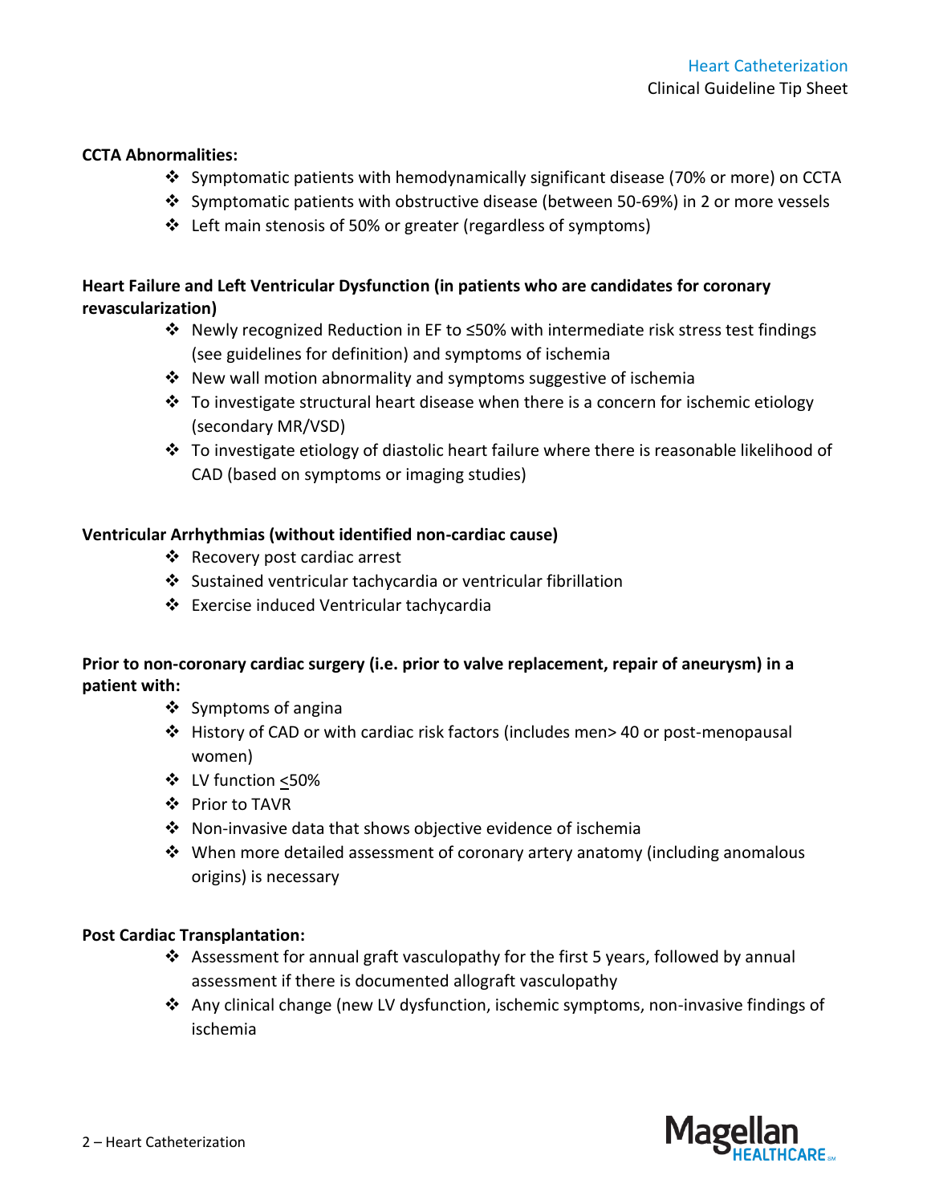**CCTA Abnormalities:**

- Symptomatic patients with hemodynamically significant disease (70% or more) on CCTA
- Symptomatic patients with obstructive disease (between 50-69%) in 2 or more vessels
- Left main stenosis of 50% or greater (regardless of symptoms)

**Heart Failure and Left Ventricular Dysfunction (in patients who are candidates for coronary revascularization)**

- Newly recognized Reduction in EF to ≤50% with intermediate risk stress test findings (see guidelines for definition) and symptoms of ischemia
- New wall motion abnormality and symptoms suggestive of ischemia
- To investigate structural heart disease when there is a concern for ischemic etiology (secondary MR/VSD)
- To investigate etiology of diastolic heart failure where there is reasonable likelihood of CAD (based on symptoms or imaging studies)

**Ventricular Arrhythmias (without identified non-cardiac cause)**

- Recovery post cardiac arrest
- Sustained ventricular tachycardia or ventricular fibrillation
- Exercise induced Ventricular tachycardia

**Prior to non-coronary cardiac surgery (i.e. prior to valve replacement, repair of aneurysm) in a patient with:**

- Symptoms of angina
- History of CAD or with cardiac risk factors (includes men> 40 or post-menopausal women)
- LV function ≤50%
- Prior to TAVR
- Non-invasive data that shows objective evidence of ischemia
- When more detailed assessment of coronary artery anatomy (including anomalous origins) is necessary

**Post Cardiac Transplantation:**

- Assessment for annual graft vasculopathy for the first 5 years, followed by annual assessment if there is documented allograft vasculopathy
- Any clinical change (new LV dysfunction, ischemic symptoms, non-invasive findings of ischemia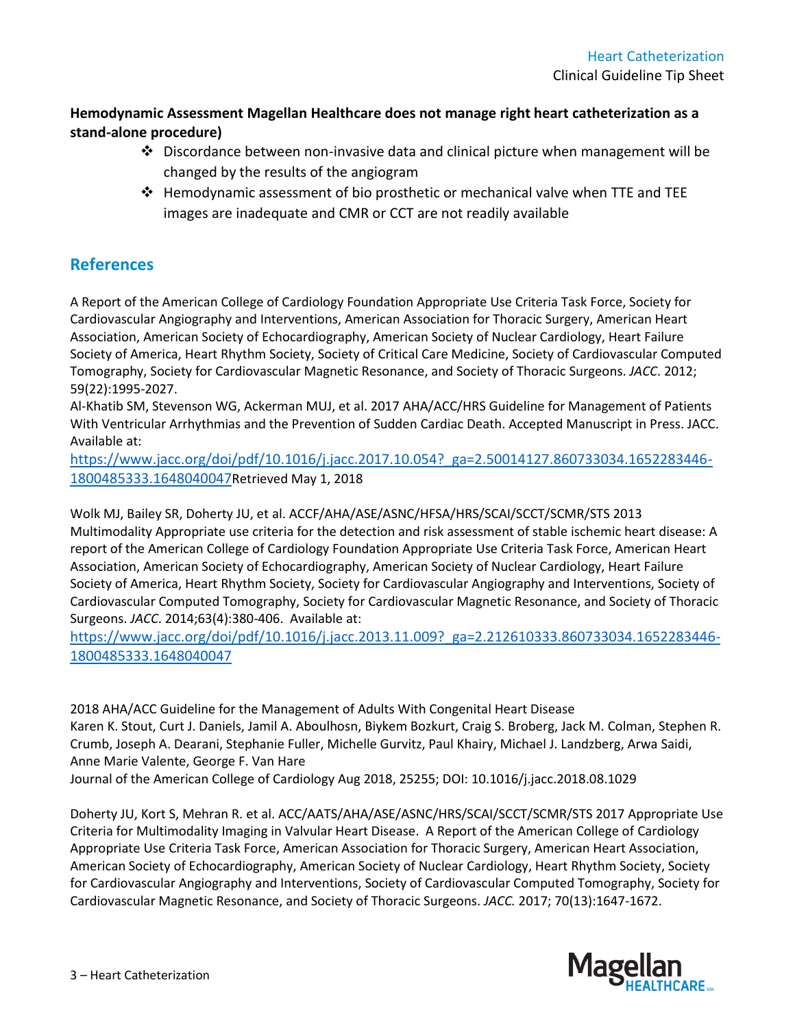**Hemodynamic Assessment Magellan Healthcare does not manage right heart catheterization as a stand-alone procedure)**

- Discordance between non-invasive data and clinical picture when management will be changed by the results of the angiogram
- Hemodynamic assessment of bio prosthetic or mechanical valve when TTE and TEE images are inadequate and CMR or CCT are not readily available

## References

A Report of the American College of Cardiology Foundation Appropriate Use Criteria Task Force, Society for Cardiovascular Angiography and Interventions, American Association for Thoracic Surgery, American Heart Association, American Society of Echocardiography, American Society of Nuclear Cardiology, Heart Failure Society of America, Heart Rhythm Society, Society of Critical Care Medicine, Society of Cardiovascular Computed Tomography, Society for Cardiovascular Magnetic Resonance, and Society of Thoracic Surgeons. *JACC*. 2012; 59(22):1995-2027.
Al-Khatib SM, Stevenson WG, Ackerman MUJ, et al. 2017 AHA/ACC/HRS Guideline for Management of Patients With Ventricular Arrhythmias and the Prevention of Sudden Cardiac Death. Accepted Manuscript in Press. JACC. Available at:
https://www.jacc.org/doi/pdf/10.1016/j.jacc.2017.10.054?_ga=2.50014127.860733034.1652283446-1800485333.1648040047 Retrieved May 1, 2018

Wolk MJ, Bailey SR, Doherty JU, et al. ACCF/AHA/ASE/ASNC/HFSA/HRS/SCAI/SCCT/SCMR/STS 2013 Multimodality Appropriate use criteria for the detection and risk assessment of stable ischemic heart disease: A report of the American College of Cardiology Foundation Appropriate Use Criteria Task Force, American Heart Association, American Society of Echocardiography, American Society of Nuclear Cardiology, Heart Failure Society of America, Heart Rhythm Society, Society for Cardiovascular Angiography and Interventions, Society of Cardiovascular Computed Tomography, Society for Cardiovascular Magnetic Resonance, and Society of Thoracic Surgeons. *JACC*. 2014;63(4):380-406. Available at:
https://www.jacc.org/doi/pdf/10.1016/j.jacc.2013.11.009?_ga=2.212610333.860733034.1652283446-1800485333.1648040047

2018 AHA/ACC Guideline for the Management of Adults With Congenital Heart Disease
Karen K. Stout, Curt J. Daniels, Jamil A. Aboulhosn, Biykem Bozkurt, Craig S. Broberg, Jack M. Colman, Stephen R. Crumb, Joseph A. Dearani, Stephanie Fuller, Michelle Gurvitz, Paul Khairy, Michael J. Landzberg, Arwa Saidi, Anne Marie Valente, George F. Van Hare
Journal of the American College of Cardiology Aug 2018, 25255; DOI: 10.1016/j.jacc.2018.08.1029

Doherty JU, Kort S, Mehran R. et al. ACC/AATS/AHA/ASE/ASNC/HRS/SCAI/SCCT/SCMR/STS 2017 Appropriate Use Criteria for Multimodality Imaging in Valvular Heart Disease. A Report of the American College of Cardiology Appropriate Use Criteria Task Force, American Association for Thoracic Surgery, American Heart Association, American Society of Echocardiography, American Society of Nuclear Cardiology, Heart Rhythm Society, Society for Cardiovascular Angiography and Interventions, Society of Cardiovascular Computed Tomography, Society for Cardiovascular Magnetic Resonance, and Society of Thoracic Surgeons. *JACC.* 2017; 70(13):1647-1672.